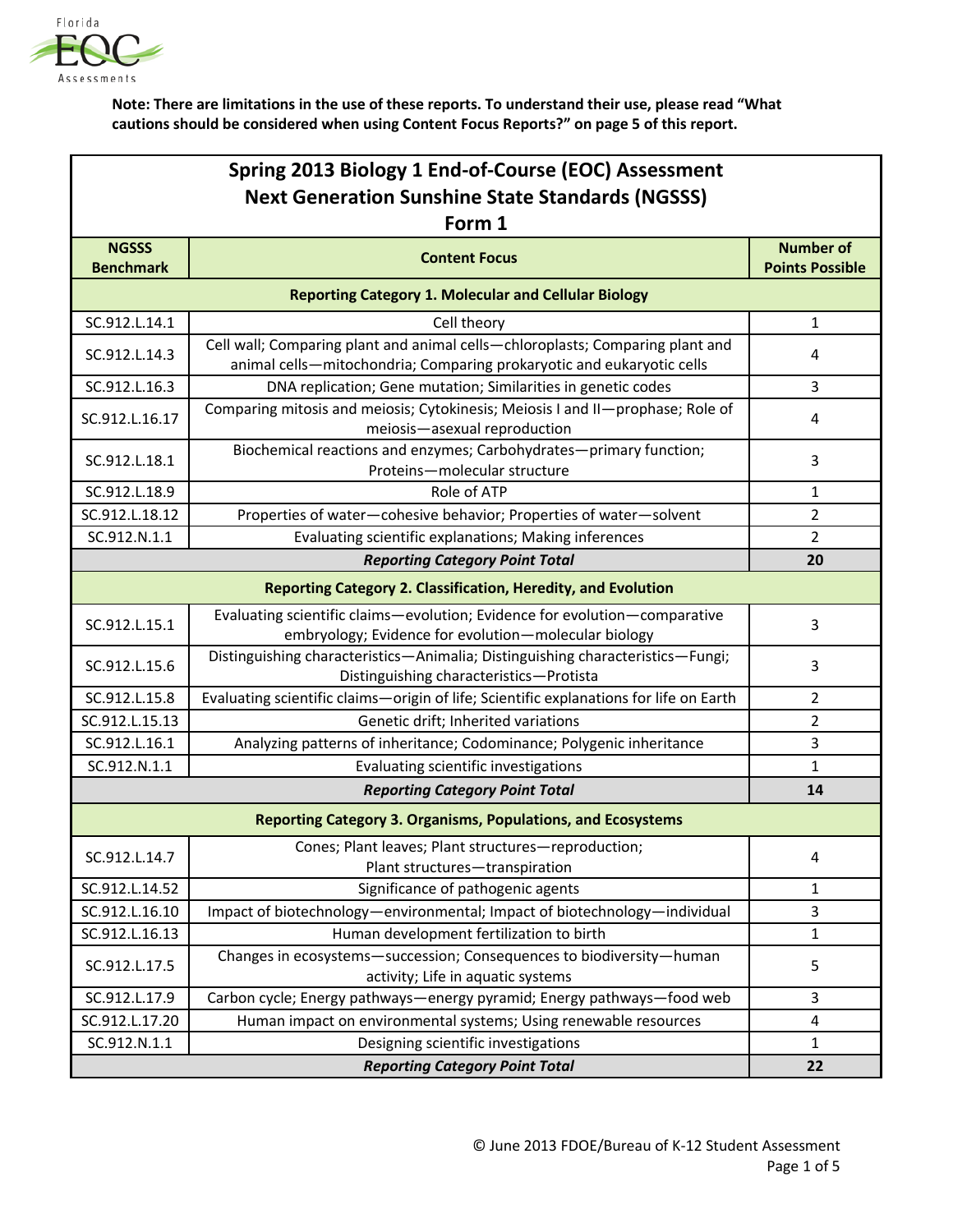**Note: There are limitations in the use of these reports. To understand their use, please read "What cautions should be considered when using Content Focus Reports?" on page 5 of this report.**

## Spring 2013 Biology 1 End-of-Course (EOC) Assessment
## Next Generation Sunshine State Standards (NGSSS)
## Form 1

| NGSSS Benchmark | Content Focus | Number of Points Possible |
|---|---|---|
| **Reporting Category 1. Molecular and Cellular Biology** | | |
| SC.912.L.14.1 | Cell theory | 1 |
| SC.912.L.14.3 | Cell wall; Comparing plant and animal cells—chloroplasts; Comparing plant and animal cells—mitochondria; Comparing prokaryotic and eukaryotic cells | 4 |
| SC.912.L.16.3 | DNA replication; Gene mutation; Similarities in genetic codes | 3 |
| SC.912.L.16.17 | Comparing mitosis and meiosis; Cytokinesis; Meiosis I and II—prophase; Role of meiosis—asexual reproduction | 4 |
| SC.912.L.18.1 | Biochemical reactions and enzymes; Carbohydrates—primary function; Proteins—molecular structure | 3 |
| SC.912.L.18.9 | Role of ATP | 1 |
| SC.912.L.18.12 | Properties of water—cohesive behavior; Properties of water—solvent | 2 |
| SC.912.N.1.1 | Evaluating scientific explanations; Making inferences | 2 |
| | ***Reporting Category Point Total*** | **20** |
| **Reporting Category 2. Classification, Heredity, and Evolution** | | |
| SC.912.L.15.1 | Evaluating scientific claims—evolution; Evidence for evolution—comparative embryology; Evidence for evolution—molecular biology | 3 |
| SC.912.L.15.6 | Distinguishing characteristics—Animalia; Distinguishing characteristics—Fungi; Distinguishing characteristics—Protista | 3 |
| SC.912.L.15.8 | Evaluating scientific claims—origin of life; Scientific explanations for life on Earth | 2 |
| SC.912.L.15.13 | Genetic drift; Inherited variations | 2 |
| SC.912.L.16.1 | Analyzing patterns of inheritance; Codominance; Polygenic inheritance | 3 |
| SC.912.N.1.1 | Evaluating scientific investigations | 1 |
| | ***Reporting Category Point Total*** | **14** |
| **Reporting Category 3. Organisms, Populations, and Ecosystems** | | |
| SC.912.L.14.7 | Cones; Plant leaves; Plant structures—reproduction; Plant structures—transpiration | 4 |
| SC.912.L.14.52 | Significance of pathogenic agents | 1 |
| SC.912.L.16.10 | Impact of biotechnology—environmental; Impact of biotechnology—individual | 3 |
| SC.912.L.16.13 | Human development fertilization to birth | 1 |
| SC.912.L.17.5 | Changes in ecosystems—succession; Consequences to biodiversity—human activity; Life in aquatic systems | 5 |
| SC.912.L.17.9 | Carbon cycle; Energy pathways—energy pyramid; Energy pathways—food web | 3 |
| SC.912.L.17.20 | Human impact on environmental systems; Using renewable resources | 4 |
| SC.912.N.1.1 | Designing scientific investigations | 1 |
| | ***Reporting Category Point Total*** | **22** |

© June 2013 FDOE/Bureau of K-12 Student Assessment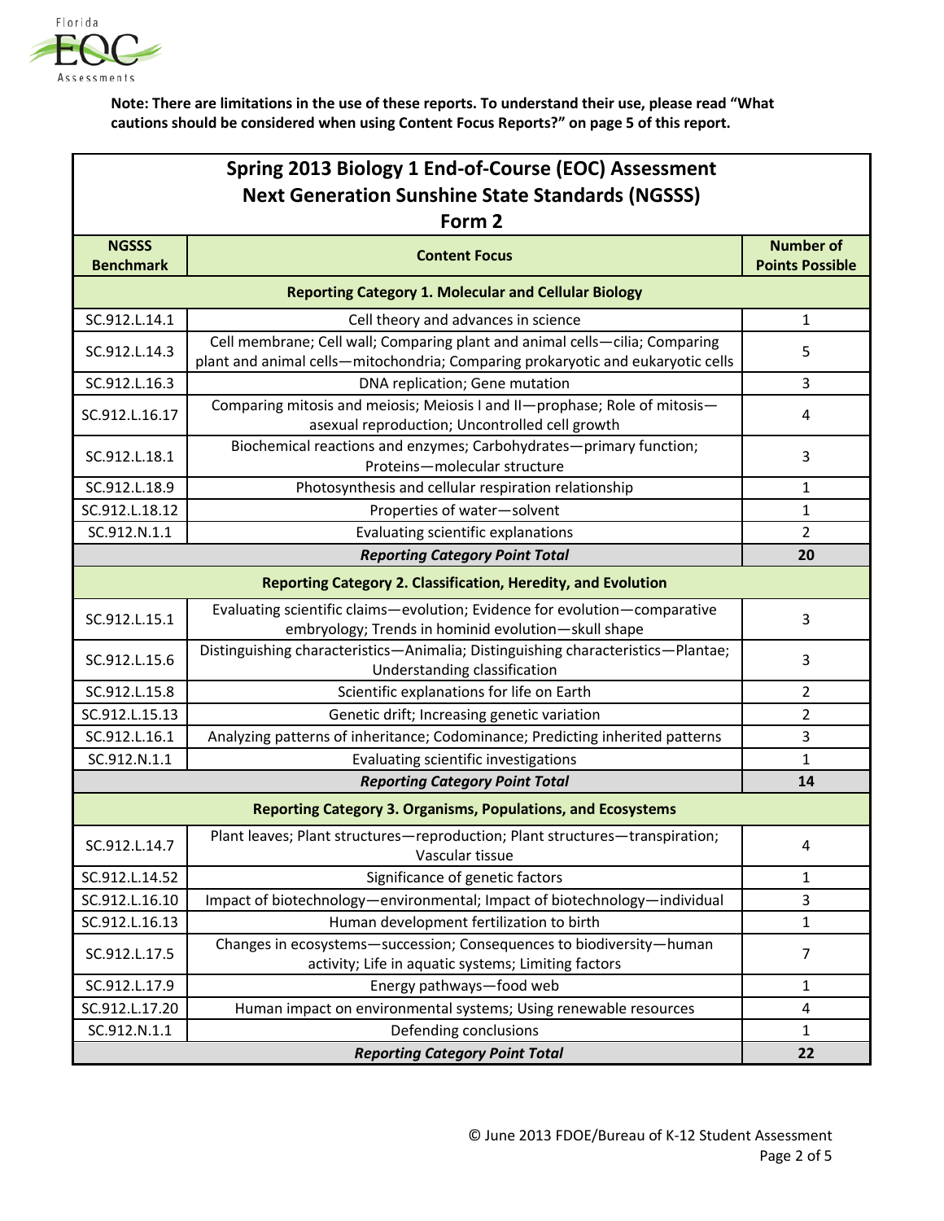**Note: There are limitations in the use of these reports. To understand their use, please read "What cautions should be considered when using Content Focus Reports?" on page 5 of this report.**

## Spring 2013 Biology 1 End-of-Course (EOC) Assessment Next Generation Sunshine State Standards (NGSSS) Form 2

| NGSSS Benchmark | Content Focus | Number of Points Possible |
|---|---|---|
| **Reporting Category 1. Molecular and Cellular Biology** | | |
| SC.912.L.14.1 | Cell theory and advances in science | 1 |
| SC.912.L.14.3 | Cell membrane; Cell wall; Comparing plant and animal cells—cilia; Comparing plant and animal cells—mitochondria; Comparing prokaryotic and eukaryotic cells | 5 |
| SC.912.L.16.3 | DNA replication; Gene mutation | 3 |
| SC.912.L.16.17 | Comparing mitosis and meiosis; Meiosis I and II—prophase; Role of mitosis—asexual reproduction; Uncontrolled cell growth | 4 |
| SC.912.L.18.1 | Biochemical reactions and enzymes; Carbohydrates—primary function; Proteins—molecular structure | 3 |
| SC.912.L.18.9 | Photosynthesis and cellular respiration relationship | 1 |
| SC.912.L.18.12 | Properties of water—solvent | 1 |
| SC.912.N.1.1 | Evaluating scientific explanations | 2 |
| | ***Reporting Category Point Total*** | **20** |
| **Reporting Category 2. Classification, Heredity, and Evolution** | | |
| SC.912.L.15.1 | Evaluating scientific claims—evolution; Evidence for evolution—comparative embryology; Trends in hominid evolution—skull shape | 3 |
| SC.912.L.15.6 | Distinguishing characteristics—Animalia; Distinguishing characteristics—Plantae; Understanding classification | 3 |
| SC.912.L.15.8 | Scientific explanations for life on Earth | 2 |
| SC.912.L.15.13 | Genetic drift; Increasing genetic variation | 2 |
| SC.912.L.16.1 | Analyzing patterns of inheritance; Codominance; Predicting inherited patterns | 3 |
| SC.912.N.1.1 | Evaluating scientific investigations | 1 |
| | ***Reporting Category Point Total*** | **14** |
| **Reporting Category 3. Organisms, Populations, and Ecosystems** | | |
| SC.912.L.14.7 | Plant leaves; Plant structures—reproduction; Plant structures—transpiration; Vascular tissue | 4 |
| SC.912.L.14.52 | Significance of genetic factors | 1 |
| SC.912.L.16.10 | Impact of biotechnology—environmental; Impact of biotechnology—individual | 3 |
| SC.912.L.16.13 | Human development fertilization to birth | 1 |
| SC.912.L.17.5 | Changes in ecosystems—succession; Consequences to biodiversity—human activity; Life in aquatic systems; Limiting factors | 7 |
| SC.912.L.17.9 | Energy pathways—food web | 1 |
| SC.912.L.17.20 | Human impact on environmental systems; Using renewable resources | 4 |
| SC.912.N.1.1 | Defending conclusions | 1 |
| | ***Reporting Category Point Total*** | **22** |

© June 2013 FDOE/Bureau of K-12 Student Assessment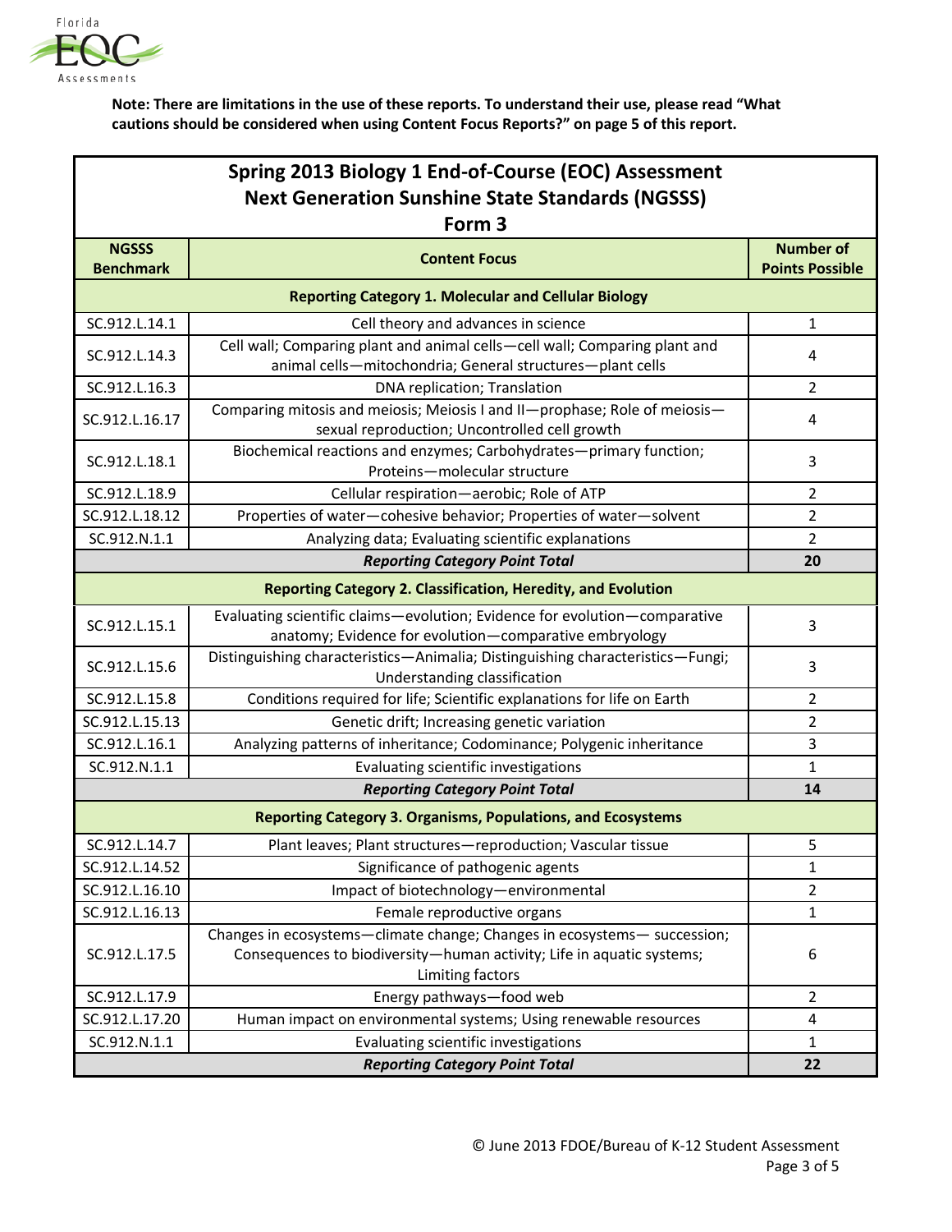**Note: There are limitations in the use of these reports. To understand their use, please read "What cautions should be considered when using Content Focus Reports?" on page 5 of this report.**

## Spring 2013 Biology 1 End-of-Course (EOC) Assessment
## Next Generation Sunshine State Standards (NGSSS)
## Form 3

| NGSSS Benchmark | Content Focus | Number of Points Possible |
|---|---|---|
| **Reporting Category 1. Molecular and Cellular Biology** | | |
| SC.912.L.14.1 | Cell theory and advances in science | 1 |
| SC.912.L.14.3 | Cell wall; Comparing plant and animal cells—cell wall; Comparing plant and animal cells—mitochondria; General structures—plant cells | 4 |
| SC.912.L.16.3 | DNA replication; Translation | 2 |
| SC.912.L.16.17 | Comparing mitosis and meiosis; Meiosis I and II—prophase; Role of meiosis—sexual reproduction; Uncontrolled cell growth | 4 |
| SC.912.L.18.1 | Biochemical reactions and enzymes; Carbohydrates—primary function; Proteins—molecular structure | 3 |
| SC.912.L.18.9 | Cellular respiration—aerobic; Role of ATP | 2 |
| SC.912.L.18.12 | Properties of water—cohesive behavior; Properties of water—solvent | 2 |
| SC.912.N.1.1 | Analyzing data; Evaluating scientific explanations | 2 |
| | ***Reporting Category Point Total*** | **20** |
| **Reporting Category 2. Classification, Heredity, and Evolution** | | |
| SC.912.L.15.1 | Evaluating scientific claims—evolution; Evidence for evolution—comparative anatomy; Evidence for evolution—comparative embryology | 3 |
| SC.912.L.15.6 | Distinguishing characteristics—Animalia; Distinguishing characteristics—Fungi; Understanding classification | 3 |
| SC.912.L.15.8 | Conditions required for life; Scientific explanations for life on Earth | 2 |
| SC.912.L.15.13 | Genetic drift; Increasing genetic variation | 2 |
| SC.912.L.16.1 | Analyzing patterns of inheritance; Codominance; Polygenic inheritance | 3 |
| SC.912.N.1.1 | Evaluating scientific investigations | 1 |
| | ***Reporting Category Point Total*** | **14** |
| **Reporting Category 3. Organisms, Populations, and Ecosystems** | | |
| SC.912.L.14.7 | Plant leaves; Plant structures—reproduction; Vascular tissue | 5 |
| SC.912.L.14.52 | Significance of pathogenic agents | 1 |
| SC.912.L.16.10 | Impact of biotechnology—environmental | 2 |
| SC.912.L.16.13 | Female reproductive organs | 1 |
| SC.912.L.17.5 | Changes in ecosystems—climate change; Changes in ecosystems— succession; Consequences to biodiversity—human activity; Life in aquatic systems; Limiting factors | 6 |
| SC.912.L.17.9 | Energy pathways—food web | 2 |
| SC.912.L.17.20 | Human impact on environmental systems; Using renewable resources | 4 |
| SC.912.N.1.1 | Evaluating scientific investigations | 1 |
| | ***Reporting Category Point Total*** | **22** |

© June 2013 FDOE/Bureau of K-12 Student Assessment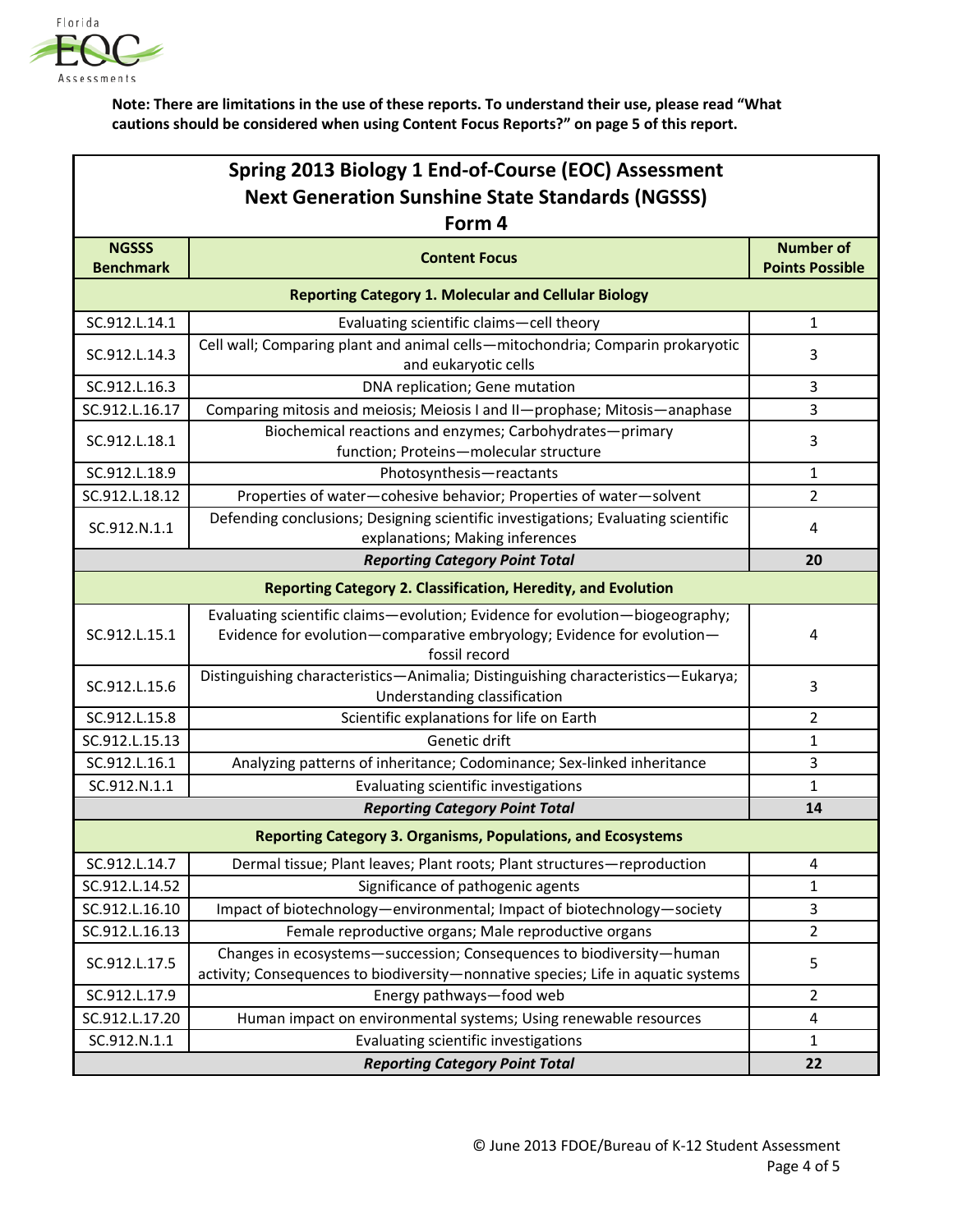**Note: There are limitations in the use of these reports. To understand their use, please read "What cautions should be considered when using Content Focus Reports?" on page 5 of this report.**

## Spring 2013 Biology 1 End-of-Course (EOC) Assessment Next Generation Sunshine State Standards (NGSSS) Form 4

| NGSSS Benchmark | Content Focus | Number of Points Possible |
|---|---|---|
| **Reporting Category 1. Molecular and Cellular Biology** | | |
| SC.912.L.14.1 | Evaluating scientific claims—cell theory | 1 |
| SC.912.L.14.3 | Cell wall; Comparing plant and animal cells—mitochondria; Comparin prokaryotic and eukaryotic cells | 3 |
| SC.912.L.16.3 | DNA replication; Gene mutation | 3 |
| SC.912.L.16.17 | Comparing mitosis and meiosis; Meiosis I and II—prophase; Mitosis—anaphase | 3 |
| SC.912.L.18.1 | Biochemical reactions and enzymes; Carbohydrates—primary function; Proteins—molecular structure | 3 |
| SC.912.L.18.9 | Photosynthesis—reactants | 1 |
| SC.912.L.18.12 | Properties of water—cohesive behavior; Properties of water—solvent | 2 |
| SC.912.N.1.1 | Defending conclusions; Designing scientific investigations; Evaluating scientific explanations; Making inferences | 4 |
| | ***Reporting Category Point Total*** | **20** |
| **Reporting Category 2. Classification, Heredity, and Evolution** | | |
| SC.912.L.15.1 | Evaluating scientific claims—evolution; Evidence for evolution—biogeography; Evidence for evolution—comparative embryology; Evidence for evolution—fossil record | 4 |
| SC.912.L.15.6 | Distinguishing characteristics—Animalia; Distinguishing characteristics—Eukarya; Understanding classification | 3 |
| SC.912.L.15.8 | Scientific explanations for life on Earth | 2 |
| SC.912.L.15.13 | Genetic drift | 1 |
| SC.912.L.16.1 | Analyzing patterns of inheritance; Codominance; Sex-linked inheritance | 3 |
| SC.912.N.1.1 | Evaluating scientific investigations | 1 |
| | ***Reporting Category Point Total*** | **14** |
| **Reporting Category 3. Organisms, Populations, and Ecosystems** | | |
| SC.912.L.14.7 | Dermal tissue; Plant leaves; Plant roots; Plant structures—reproduction | 4 |
| SC.912.L.14.52 | Significance of pathogenic agents | 1 |
| SC.912.L.16.10 | Impact of biotechnology—environmental; Impact of biotechnology—society | 3 |
| SC.912.L.16.13 | Female reproductive organs; Male reproductive organs | 2 |
| SC.912.L.17.5 | Changes in ecosystems—succession; Consequences to biodiversity—human activity; Consequences to biodiversity—nonnative species; Life in aquatic systems | 5 |
| SC.912.L.17.9 | Energy pathways—food web | 2 |
| SC.912.L.17.20 | Human impact on environmental systems; Using renewable resources | 4 |
| SC.912.N.1.1 | Evaluating scientific investigations | 1 |
| | ***Reporting Category Point Total*** | **22** |

© June 2013 FDOE/Bureau of K-12 Student Assessment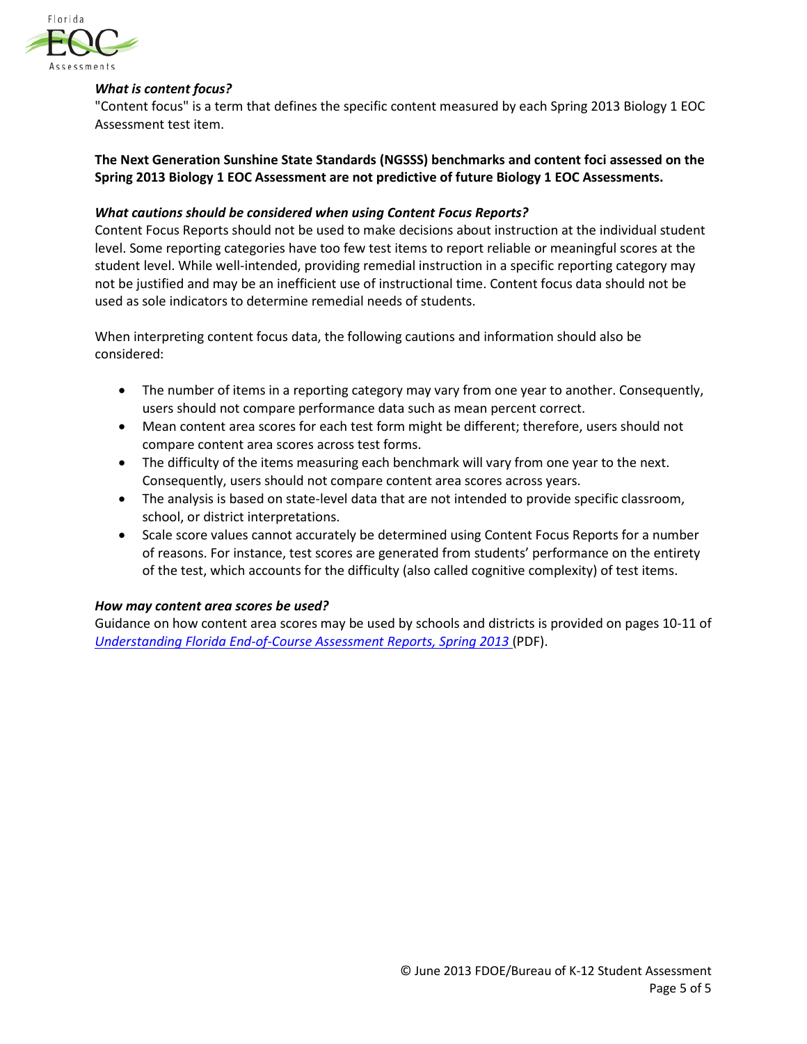### *What is content focus?*

"Content focus" is a term that defines the specific content measured by each Spring 2013 Biology 1 EOC Assessment test item.

**The Next Generation Sunshine State Standards (NGSSS) benchmarks and content foci assessed on the Spring 2013 Biology 1 EOC Assessment are not predictive of future Biology 1 EOC Assessments.**

### *What cautions should be considered when using Content Focus Reports?*

Content Focus Reports should not be used to make decisions about instruction at the individual student level. Some reporting categories have too few test items to report reliable or meaningful scores at the student level. While well-intended, providing remedial instruction in a specific reporting category may not be justified and may be an inefficient use of instructional time. Content focus data should not be used as sole indicators to determine remedial needs of students.

When interpreting content focus data, the following cautions and information should also be considered:

- The number of items in a reporting category may vary from one year to another. Consequently, users should not compare performance data such as mean percent correct.
- Mean content area scores for each test form might be different; therefore, users should not compare content area scores across test forms.
- The difficulty of the items measuring each benchmark will vary from one year to the next. Consequently, users should not compare content area scores across years.
- The analysis is based on state-level data that are not intended to provide specific classroom, school, or district interpretations.
- Scale score values cannot accurately be determined using Content Focus Reports for a number of reasons. For instance, test scores are generated from students' performance on the entirety of the test, which accounts for the difficulty (also called cognitive complexity) of test items.

### *How may content area scores be used?*

Guidance on how content area scores may be used by schools and districts is provided on pages 10-11 of *Understanding Florida End-of-Course Assessment Reports, Spring 2013* (PDF).

© June 2013 FDOE/Bureau of K-12 Student Assessment